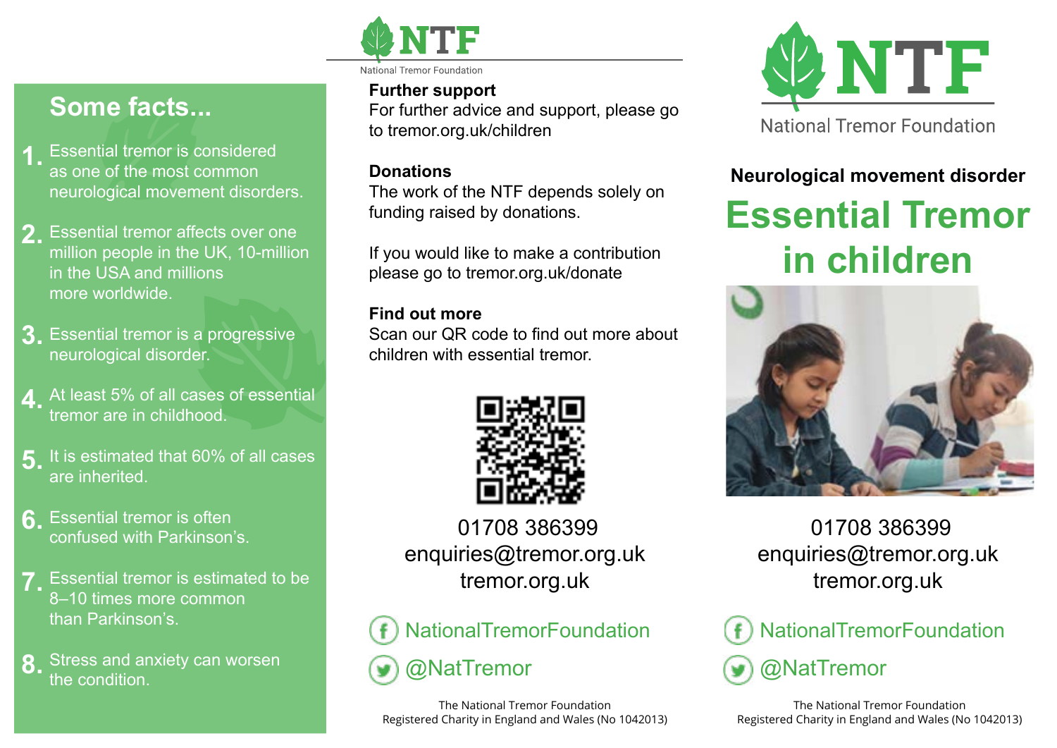## Some facts...

1. Essential tremor is considered as one of the most common neurological movement disorders.
2. Essential tremor affects over one million people in the UK, 10-million in the USA and millions more worldwide.
3. Essential tremor is a progressive neurological disorder.
4. At least 5% of all cases of essential tremor are in childhood.
5. It is estimated that 60% of all cases are inherited.
6. Essential tremor is often confused with Parkinson's.
7. Essential tremor is estimated to be 8–10 times more common than Parkinson's.
8. Stress and anxiety can worsen the condition.

NTF

National Tremor Foundation

**Further support**
For further advice and support, please go to tremor.org.uk/children

**Donations**
The work of the NTF depends solely on funding raised by donations.

If you would like to make a contribution please go to tremor.org.uk/donate

**Find out more**
Scan our QR code to find out more about children with essential tremor.

01708 386399
enquiries@tremor.org.uk
tremor.org.uk

NationalTremorFoundation

@NatTremor

The National Tremor Foundation
Registered Charity in England and Wales (No 1042013)

NTF

National Tremor Foundation

**Neurological movement disorder**

# Essential Tremor in children

01708 386399
enquiries@tremor.org.uk
tremor.org.uk

NationalTremorFoundation

@NatTremor

The National Tremor Foundation
Registered Charity in England and Wales (No 1042013)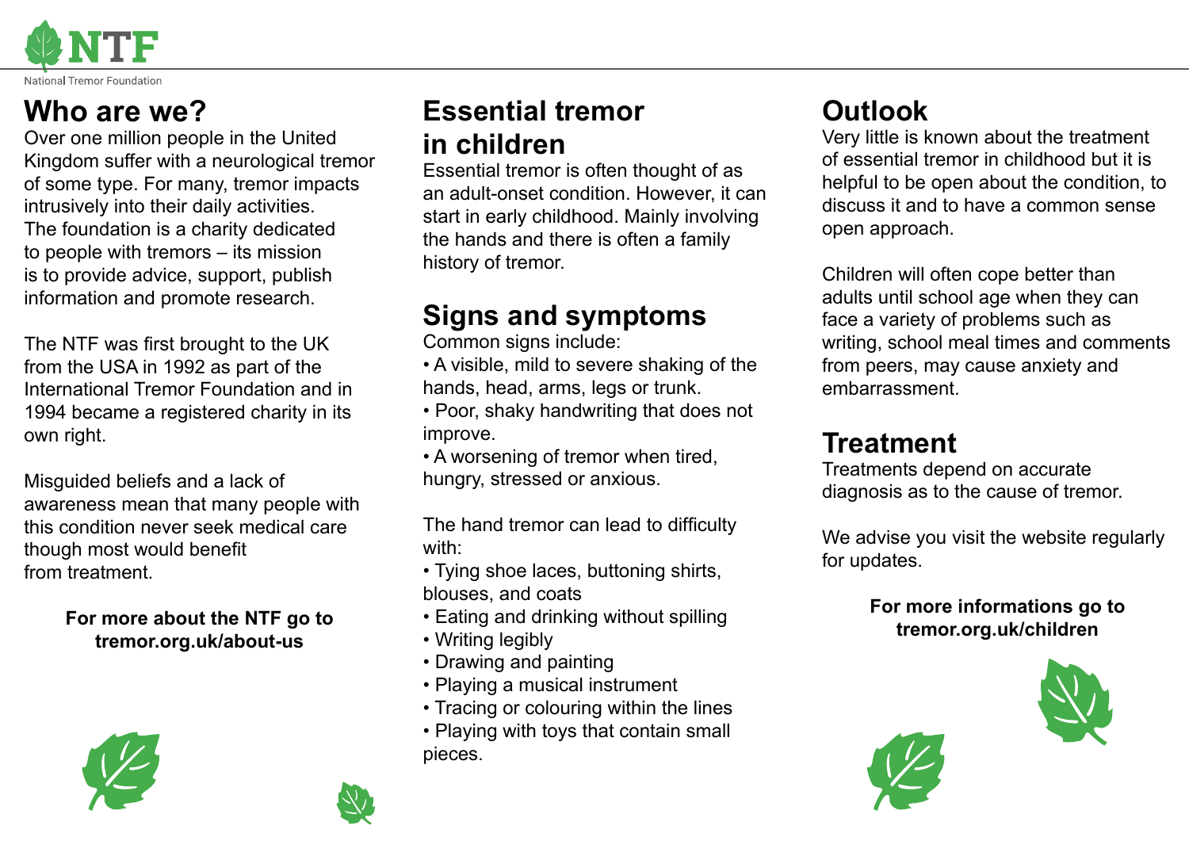NTF

National Tremor Foundation

## Who are we?

Over one million people in the United Kingdom suffer with a neurological tremor of some type. For many, tremor impacts intrusively into their daily activities. The foundation is a charity dedicated to people with tremors – its mission is to provide advice, support, publish information and promote research.

The NTF was first brought to the UK from the USA in 1992 as part of the International Tremor Foundation and in 1994 became a registered charity in its own right.

Misguided beliefs and a lack of awareness mean that many people with this condition never seek medical care though most would benefit from treatment.

**For more about the NTF go to tremor.org.uk/about-us**

## Essential tremor in children

Essential tremor is often thought of as an adult-onset condition. However, it can start in early childhood. Mainly involving the hands and there is often a family history of tremor.

## Signs and symptoms

Common signs include:

- A visible, mild to severe shaking of the hands, head, arms, legs or trunk.
- Poor, shaky handwriting that does not improve.
- A worsening of tremor when tired, hungry, stressed or anxious.

The hand tremor can lead to difficulty with:

- Tying shoe laces, buttoning shirts, blouses, and coats
- Eating and drinking without spilling
- Writing legibly
- Drawing and painting
- Playing a musical instrument
- Tracing or colouring within the lines
- Playing with toys that contain small pieces.

## Outlook

Very little is known about the treatment of essential tremor in childhood but it is helpful to be open about the condition, to discuss it and to have a common sense open approach.

Children will often cope better than adults until school age when they can face a variety of problems such as writing, school meal times and comments from peers, may cause anxiety and embarrassment.

## Treatment

Treatments depend on accurate diagnosis as to the cause of tremor.

We advise you visit the website regularly for updates.

**For more informations go to tremor.org.uk/children**